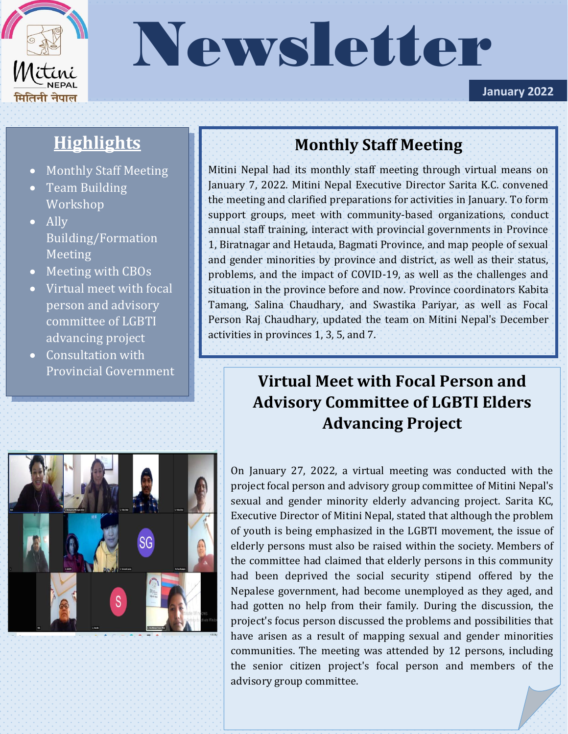# Newsletter

January 2022

## Highlights

- Monthly Staff Meeting
- Team Building Workshop
- Ally Building/Formation Meeting
- Meeting with CBOs
- Virtual meet with focal person and advisory committee of LGBTI advancing project
- Consultation with Provincial Government

## Monthly Staff Meeting

Mitini Nepal had its monthly staff meeting through virtual means on January 7, 2022. Mitini Nepal Executive Director Sarita K.C. convened the meeting and clarified preparations for activities in January. To form support groups, meet with community-based organizations, conduct annual staff training, interact with provincial governments in Province 1, Biratnagar and Hetauda, Bagmati Province, and map people of sexual and gender minorities by province and district, as well as their status, problems, and the impact of COVID-19, as well as the challenges and situation in the province before and now. Province coordinators Kabita Tamang, Salina Chaudhary, and Swastika Pariyar, as well as Focal Person Raj Chaudhary, updated the team on Mitini Nepal's December activities in provinces 1, 3, 5, and 7.

## Virtual Meet with Focal Person and Advisory Committee of LGBTI Elders Advancing Project

On January 27, 2022, a virtual meeting was conducted with the project focal person and advisory group committee of Mitini Nepal's sexual and gender minority elderly advancing project. Sarita KC, Executive Director of Mitini Nepal, stated that although the problem of youth is being emphasized in the LGBTI movement, the issue of elderly persons must also be raised within the society. Members of the committee had claimed that elderly persons in this community had been deprived the social security stipend offered by the Nepalese government, had become unemployed as they aged, and had gotten no help from their family. During the discussion, the project's focus person discussed the problems and possibilities that have arisen as a result of mapping sexual and gender minorities communities. The meeting was attended by 12 persons, including the senior citizen project's focal person and members of the advisory group committee.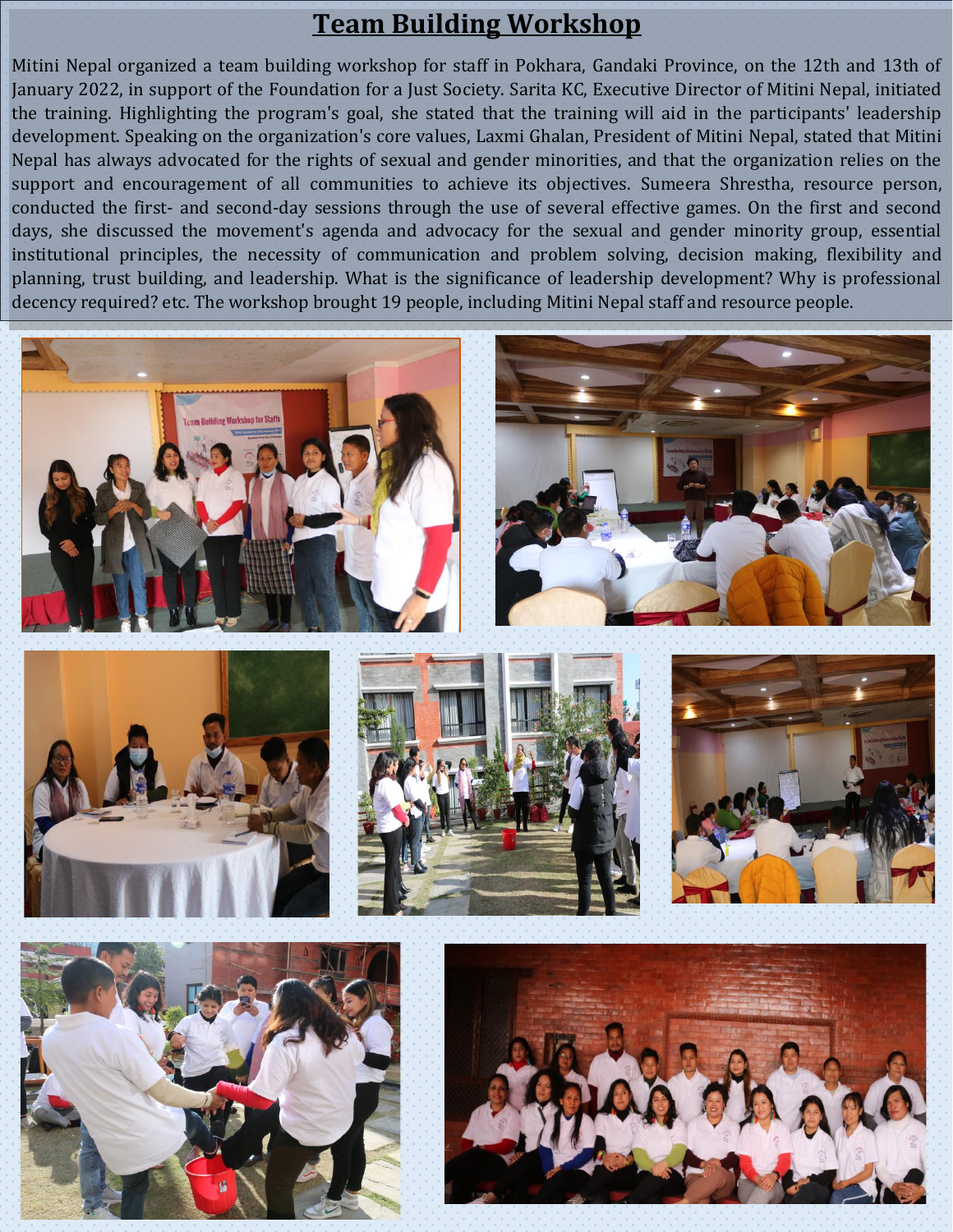# Team Building Workshop

Mitini Nepal organized a team building workshop for staff in Pokhara, Gandaki Province, on the 12th and 13th of January 2022, in support of the Foundation for a Just Society. Sarita KC, Executive Director of Mitini Nepal, initiated the training. Highlighting the program's goal, she stated that the training will aid in the participants' leadership development. Speaking on the organization's core values, Laxmi Ghalan, President of Mitini Nepal, stated that Mitini Nepal has always advocated for the rights of sexual and gender minorities, and that the organization relies on the support and encouragement of all communities to achieve its objectives. Sumeera Shrestha, resource person, conducted the first- and second-day sessions through the use of several effective games. On the first and second days, she discussed the movement's agenda and advocacy for the sexual and gender minority group, essential institutional principles, the necessity of communication and problem solving, decision making, flexibility and planning, trust building, and leadership. What is the significance of leadership development? Why is professional decency required? etc. The workshop brought 19 people, including Mitini Nepal staff and resource people.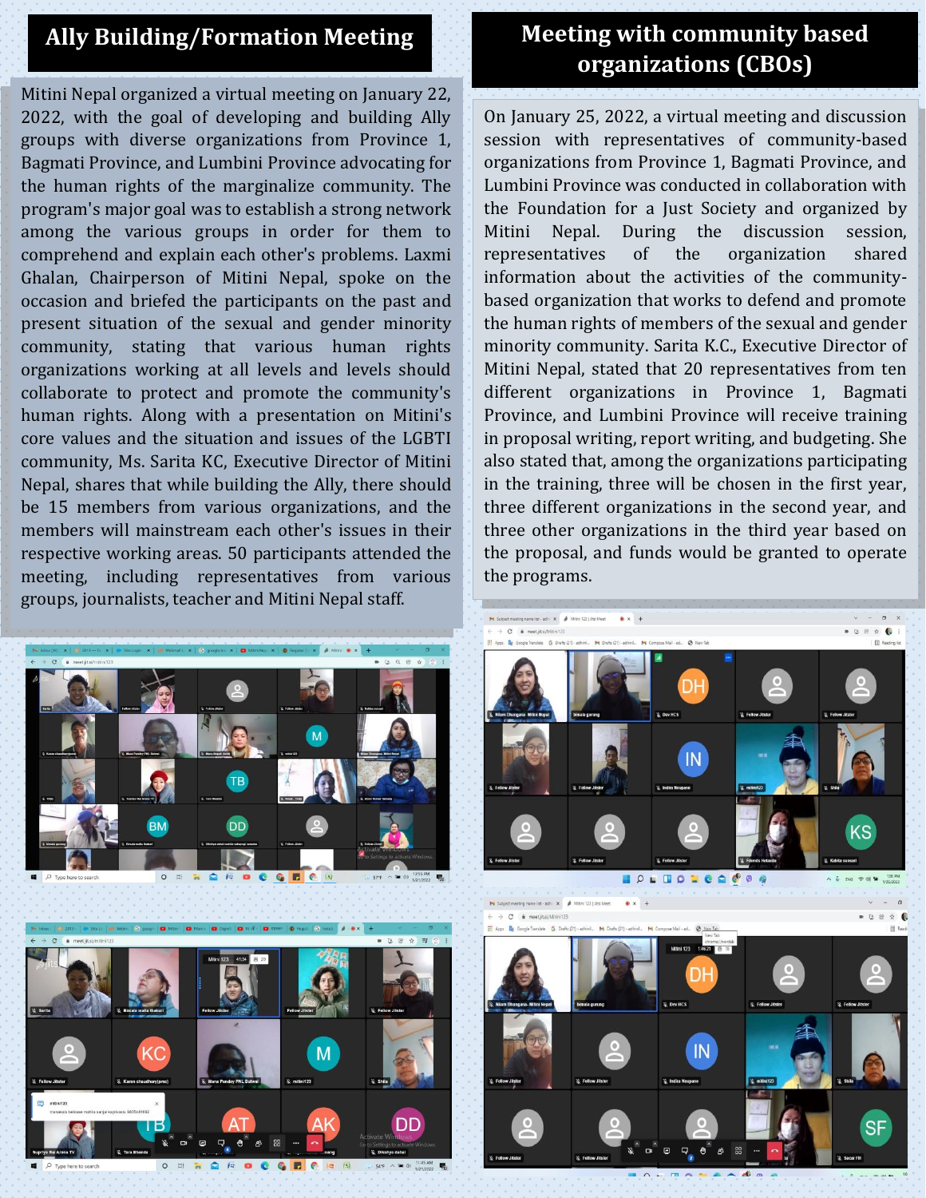## Ally Building/Formation Meeting

Mitini Nepal organized a virtual meeting on January 22, 2022, with the goal of developing and building Ally groups with diverse organizations from Province 1, Bagmati Province, and Lumbini Province advocating for the human rights of the marginalize community. The program's major goal was to establish a strong network among the various groups in order for them to comprehend and explain each other's problems. Laxmi Ghalan, Chairperson of Mitini Nepal, spoke on the occasion and briefed the participants on the past and present situation of the sexual and gender minority community, stating that various human rights organizations working at all levels and levels should collaborate to protect and promote the community's human rights. Along with a presentation on Mitini's core values and the situation and issues of the LGBTI community, Ms. Sarita KC, Executive Director of Mitini Nepal, shares that while building the Ally, there should be 15 members from various organizations, and the members will mainstream each other's issues in their respective working areas. 50 participants attended the meeting, including representatives from various groups, journalists, teacher and Mitini Nepal staff.

## Meeting with community based organizations (CBOs)

On January 25, 2022, a virtual meeting and discussion session with representatives of community-based organizations from Province 1, Bagmati Province, and Lumbini Province was conducted in collaboration with the Foundation for a Just Society and organized by Mitini Nepal. During the discussion session, representatives of the organization shared information about the activities of the community-based organization that works to defend and promote the human rights of members of the sexual and gender minority community. Sarita K.C., Executive Director of Mitini Nepal, stated that 20 representatives from ten different organizations in Province 1, Bagmati Province, and Lumbini Province will receive training in proposal writing, report writing, and budgeting. She also stated that, among the organizations participating in the training, three will be chosen in the first year, three different organizations in the second year, and three other organizations in the third year based on the proposal, and funds would be granted to operate the programs.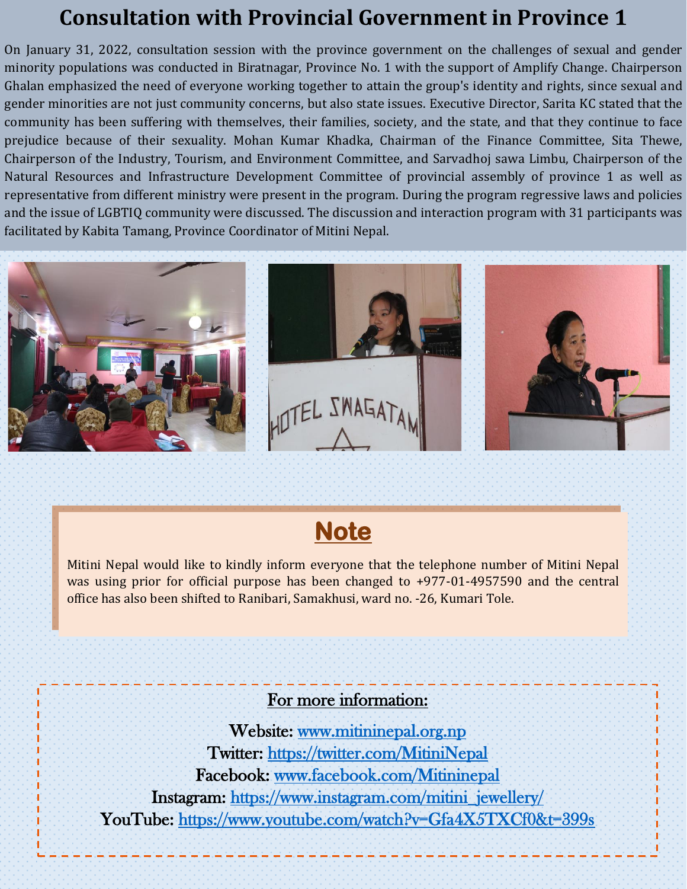# Consultation with Provincial Government in Province 1

On January 31, 2022, consultation session with the province government on the challenges of sexual and gender minority populations was conducted in Biratnagar, Province No. 1 with the support of Amplify Change. Chairperson Ghalan emphasized the need of everyone working together to attain the group's identity and rights, since sexual and gender minorities are not just community concerns, but also state issues. Executive Director, Sarita KC stated that the community has been suffering with themselves, their families, society, and the state, and that they continue to face prejudice because of their sexuality. Mohan Kumar Khadka, Chairman of the Finance Committee, Sita Thewe, Chairperson of the Industry, Tourism, and Environment Committee, and Sarvadhoj sawa Limbu, Chairperson of the Natural Resources and Infrastructure Development Committee of provincial assembly of province 1 as well as representative from different ministry were present in the program. During the program regressive laws and policies and the issue of LGBTIQ community were discussed. The discussion and interaction program with 31 participants was facilitated by Kabita Tamang, Province Coordinator of Mitini Nepal.

## Note

Mitini Nepal would like to kindly inform everyone that the telephone number of Mitini Nepal was using prior for official purpose has been changed to +977-01-4957590 and the central office has also been shifted to Ranibari, Samakhusi, ward no. -26, Kumari Tole.

**For more information:**

Website: www.mitininepal.org.np
Twitter: https://twitter.com/MitiniNepal
Facebook: www.facebook.com/Mitininepal
Instagram: https://www.instagram.com/mitini_jewellery/
YouTube: https://www.youtube.com/watch?v=Gfa4X5TXCf0&t=399s